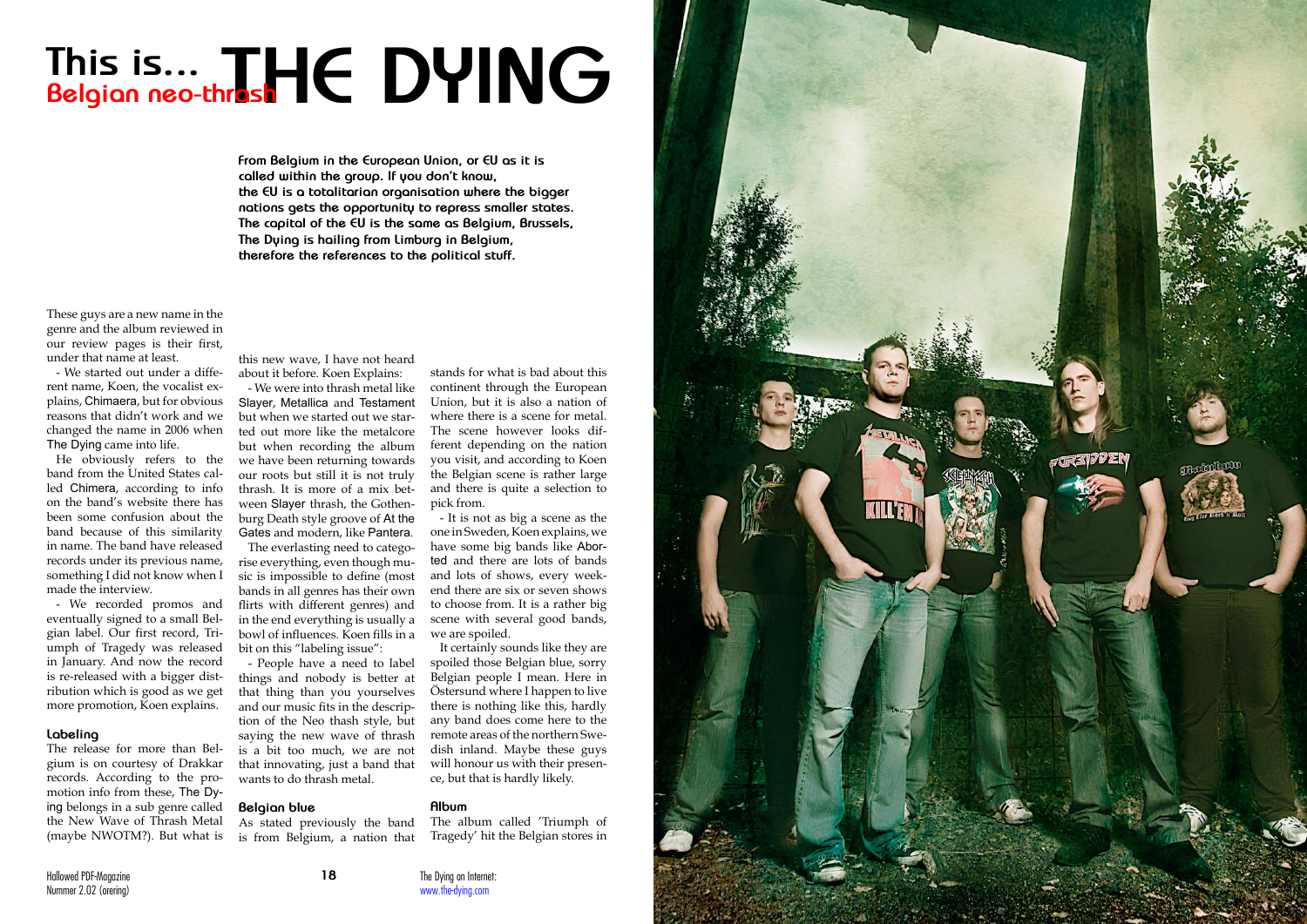# This is... THE DYING

## Belgian neo-thrash

**From Belgium in the European Union, or EU as it is called within the group. If you don't know, the EU is a totalitarian organisation where the bigger nations gets the opportunity to repress smaller states. The capital of the EU is the same as Belgium, Brussels, The Dying is hailing from Limburg in Belgium, therefore the references to the political stuff.**

These guys are a new name in the genre and the album reviewed in our review pages is their first, under that name at least.

- We started out under a different name, Koen, the vocalist explains, Chimaera, but for obvious reasons that didn't work and we changed the name in 2006 when The Dying came into life.

He obviously refers to the band from the United States called Chimera, according to info on the band's website there has been some confusion about the band because of this similarity in name. The band have released records under its previous name, something I did not know when I made the interview.

- We recorded promos and eventually signed to a small Belgian label. Our first record, Triumph of Tragedy was released in January. And now the record is re-released with a bigger distribution which is good as we get more promotion, Koen explains.

### Labeling

The release for more than Belgium is on courtesy of Drakkar records. According to the promotion info from these, The Dying belongs in a sub genre called the New Wave of Thrash Metal (maybe NWOTM?). But what is this new wave, I have not heard about it before. Koen Explains:

- We were into thrash metal like Slayer, Metallica and Testament but when we started out we started out more like the metalcore but when recording the album we have been returning towards our roots but still it is not truly thrash. It is more of a mix between Slayer thrash, the Gothenburg Death style groove of At the Gates and modern, like Pantera.

The everlasting need to categorise everything, even though music is impossible to define (most bands in all genres has their own flirts with different genres) and in the end everything is usually a bowl of influences. Koen fills in a bit on this "labeling issue":

- People have a need to label things and nobody is better at that thing than you yourselves and our music fits in the description of the Neo thash style, but saying the new wave of thrash is a bit too much, we are not that innovating, just a band that wants to do thrash metal.

### Belgian blue

As stated previously the band is from Belgium, a nation that stands for what is bad about this continent through the European Union, but it is also a nation of where there is a scene for metal. The scene however looks different depending on the nation you visit, and according to Koen the Belgian scene is rather large and there is quite a selection to pick from.

- It is not as big a scene as the one in Sweden, Koen explains, we have some big bands like Aborted and there are lots of bands and lots of shows, every weekend there are six or seven shows to choose from. It is a rather big scene with several good bands, we are spoiled.

It certainly sounds like they are spoiled those Belgian blue, sorry Belgian people I mean. Here in Östersund where I happen to live there is nothing like this, hardly any band does come here to the remote areas of the northern Swedish inland. Maybe these guys will honour us with their presence, but that is hardly likely.

### Album

The album called 'Triumph of Tragedy' hit the Belgian stores in

The Dying on Internet:
www.the-dying.com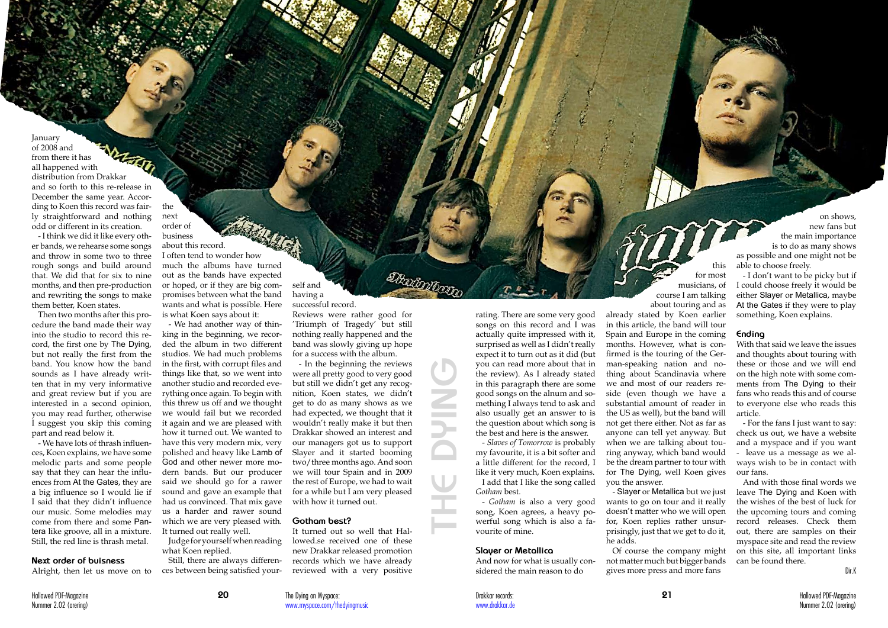January of 2008 and from there it has all happened with distribution from Drakkar and so forth to this re-release in December the same year. According to Koen this record was fairly straightforward and nothing odd or different in its creation.

- I think we did it like every other bands, we rehearse some songs and throw in some two to three rough songs and build around that. We did that for six to nine months, and then pre-production and rewriting the songs to make them better, Koen states.

Then two months after this procedure the band made their way into the studio to record this record, the first one by The Dying, but not really the first from the band. You know how the band sounds as I have already written that in my very informative and great review but if you are interested in a second opinion, you may read further, otherwise I suggest you skip this coming part and read below it.

- We have lots of thrash influences, Koen explains, we have some melodic parts and some people say that they can hear the influences from At the Gates, they are a big influence so I would lie if I said that they didn't influence our music. Some melodies may come from there and some Pantera like groove, all in a mixture. Still, the red line is thrash metal.

### Next order of buisness

Alright, then let us move on to the next order of business about this record.

I often tend to wonder how much the albums have turned out as the bands have expected or hoped, or if they are big compromises between what the band wants and what is possible. Here is what Koen says about it:

- We had another way of thinking in the beginning, we recorded the album in two different studios. We had much problems in the first, with corrupt files and things like that, so we went into another studio and recorded everything once again. To begin with this threw us off and we thought we would fail but we recorded it again and we are pleased with how it turned out. We wanted to have this very modern mix, very polished and heavy like Lamb of God and other newer more modern bands. But our producer said we should go for a rawer sound and gave an example that had us convinced. That mix gave us a harder and rawer sound which we are very pleased with. It turned out really well.

Judge for yourself when reading what Koen replied.

Still, there are always differences between being satisfied yourself and having a successful record.

Reviews were rather good for 'Triumph of Tragedy' but still nothing really happened and the band was slowly giving up hope for a success with the album.

- In the beginning the reviews were all pretty good to very good but still we didn't get any recognition, Koen states, we didn't get to do as many shows as we had expected, we thought that it wouldn't really make it but then Drakkar showed an interest and our managers got us to support Slayer and it started booming two/three months ago. And soon we will tour Spain and in 2009 the rest of Europe, we had to wait for a while but I am very pleased with how it turned out.

### Gotham best?

It turned out so well that Hallowed.se received one of these new Drakkar released promotion records which we have already reviewed with a very positive rating. There are some very good songs on this record and I was actually quite impressed with it, surprised as well as I didn't really expect it to turn out as it did (but you can read more about that in the review). As I already stated in this paragraph there are some good songs on the alnum and something I always tend to ask and also usually get an answer to is the question about which song is the best and here is the answer.

- *Slaves of Tomorrow* is probably my favourite, it is a bit softer and a little different for the record, I like it very much, Koen explains.

I add that I like the song called *Gotham* best.

- *Gotham* is also a very good song, Koen agrees, a heavy powerful song which is also a favourite of mine.

### Slayer or Metallica

And now for what is usually considered the main reason to do this for most musicians, of course I am talking about touring and as already stated by Koen earlier in this article, the band will tour Spain and Europe in the coming months. However, what is confirmed is the touring of the German-speaking nation and nothing about Scandinavia where we and most of our readers reside (even though we have a substantial amount of reader in the US as well), but the band will not get there either. Not as far as anyone can tell yet anyway. But when we are talking about touring anyway, which band would be the dream partner to tour with for The Dying, well Koen gives you the answer.

- Slayer or Metallica but we just wants to go on tour and it really doesn't matter who we will open for, Koen replies rather unsurprisingly, just that we get to do it, he adds.

Of course the company might not matter much but bigger bands gives more press and more fans on shows, new fans but the main importance is to do as many shows as possible and one might not be able to choose freely.

- I don't want to be picky but if I could choose freely it would be either Slayer or Metallica, maybe At the Gates if they were to play something, Koen explains.

### Ending

With that said we leave the issues and thoughts about touring with these or those and we will end on the high note with some comments from The Dying to their fans who reads this and of course to everyone else who reads this article.

- For the fans I just want to say: check us out, we have a website and a myspace and if you want - leave us a message as we always wish to be in contact with our fans.

And with those final words we leave The Dying and Koen with the wishes of the best of luck for the upcoming tours and coming record releases. Check them out, there are samples on their myspace site and read the review on this site, all important links can be found there.

Dir.K

THE DYING

The Dying on Myspace:
www.myspace.com/thedyingmusic

Drakkar records:
www.drakkar.de